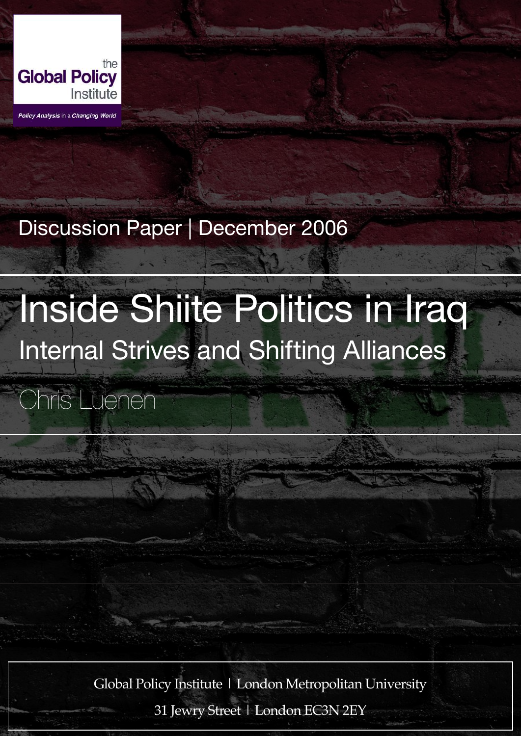the
**Global Policy**
Institute

*Policy Analysis in a Changing World*

Discussion Paper | December 2006

# Inside Shiite Politics in Iraq

## Internal Strives and Shifting Alliances

Chris Luenen

Global Policy Institute | London Metropolitan University

31 Jewry Street | London EC3N 2EY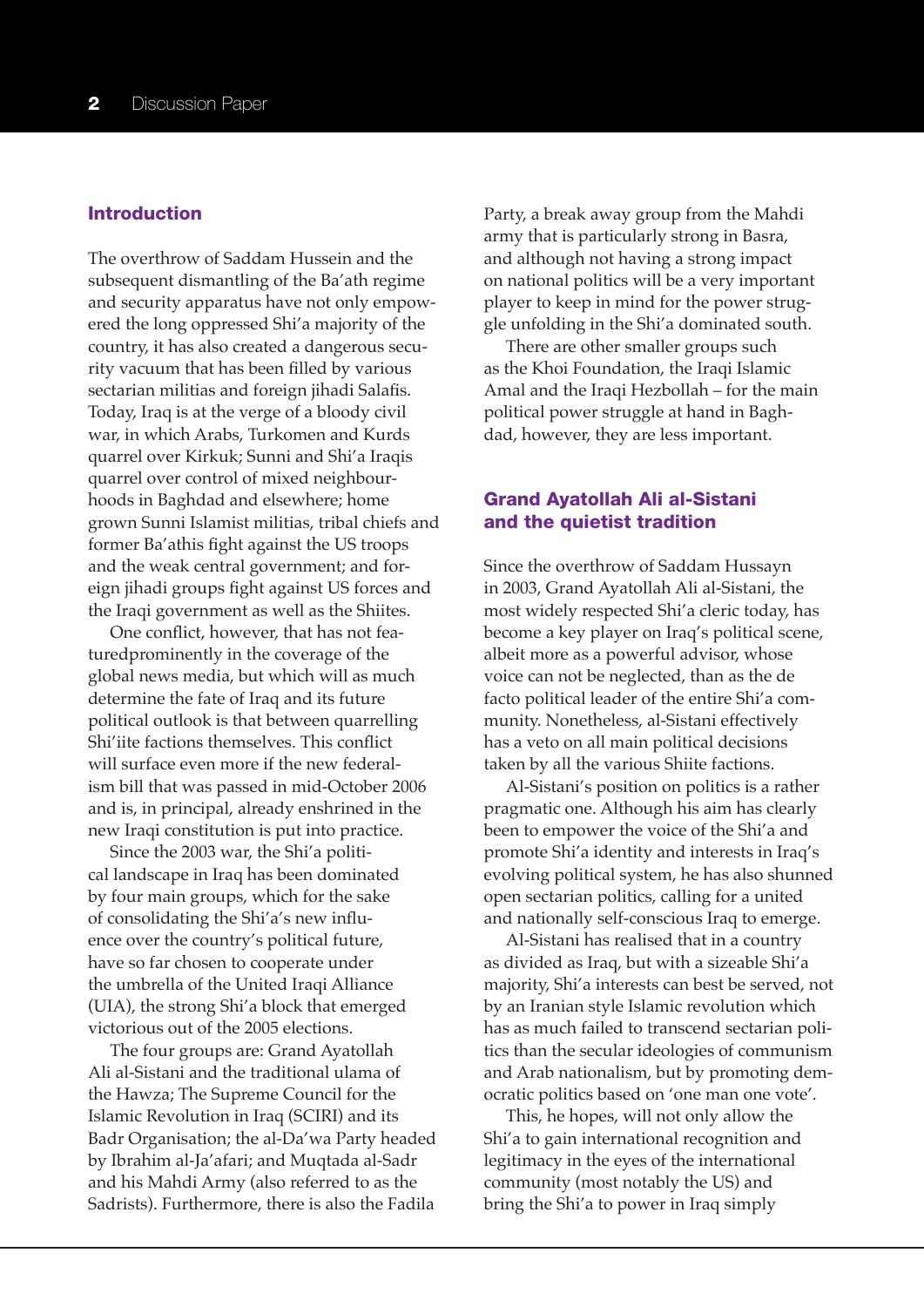## Introduction

The overthrow of Saddam Hussein and the subsequent dismantling of the Ba'ath regime and security apparatus have not only empowered the long oppressed Shi'a majority of the country, it has also created a dangerous security vacuum that has been filled by various sectarian militias and foreign jihadi Salafis. Today, Iraq is at the verge of a bloody civil war, in which Arabs, Turkomen and Kurds quarrel over Kirkuk; Sunni and Shi'a Iraqis quarrel over control of mixed neighbourhoods in Baghdad and elsewhere; home grown Sunni Islamist militias, tribal chiefs and former Ba'athis fight against the US troops and the weak central government; and foreign jihadi groups fight against US forces and the Iraqi government as well as the Shiites.

One conflict, however, that has not featuredprominently in the coverage of the global news media, but which will as much determine the fate of Iraq and its future political outlook is that between quarrelling Shi'iite factions themselves. This conflict will surface even more if the new federalism bill that was passed in mid-October 2006 and is, in principal, already enshrined in the new Iraqi constitution is put into practice.

Since the 2003 war, the Shi'a political landscape in Iraq has been dominated by four main groups, which for the sake of consolidating the Shi'a's new influence over the country's political future, have so far chosen to cooperate under the umbrella of the United Iraqi Alliance (UIA), the strong Shi'a block that emerged victorious out of the 2005 elections.

The four groups are: Grand Ayatollah Ali al-Sistani and the traditional ulama of the Hawza; The Supreme Council for the Islamic Revolution in Iraq (SCIRI) and its Badr Organisation; the al-Da'wa Party headed by Ibrahim al-Ja'afari; and Muqtada al-Sadr and his Mahdi Army (also referred to as the Sadrists). Furthermore, there is also the Fadila Party, a break away group from the Mahdi army that is particularly strong in Basra, and although not having a strong impact on national politics will be a very important player to keep in mind for the power struggle unfolding in the Shi'a dominated south.

There are other smaller groups such as the Khoi Foundation, the Iraqi Islamic Amal and the Iraqi Hezbollah – for the main political power struggle at hand in Baghdad, however, they are less important.

## Grand Ayatollah Ali al-Sistani and the quietist tradition

Since the overthrow of Saddam Hussayn in 2003, Grand Ayatollah Ali al-Sistani, the most widely respected Shi'a cleric today, has become a key player on Iraq's political scene, albeit more as a powerful advisor, whose voice can not be neglected, than as the de facto political leader of the entire Shi'a community. Nonetheless, al-Sistani effectively has a veto on all main political decisions taken by all the various Shiite factions.

Al-Sistani's position on politics is a rather pragmatic one. Although his aim has clearly been to empower the voice of the Shi'a and promote Shi'a identity and interests in Iraq's evolving political system, he has also shunned open sectarian politics, calling for a united and nationally self-conscious Iraq to emerge.

Al-Sistani has realised that in a country as divided as Iraq, but with a sizeable Shi'a majority, Shi'a interests can best be served, not by an Iranian style Islamic revolution which has as much failed to transcend sectarian politics than the secular ideologies of communism and Arab nationalism, but by promoting democratic politics based on 'one man one vote'.

This, he hopes, will not only allow the Shi'a to gain international recognition and legitimacy in the eyes of the international community (most notably the US) and bring the Shi'a to power in Iraq simply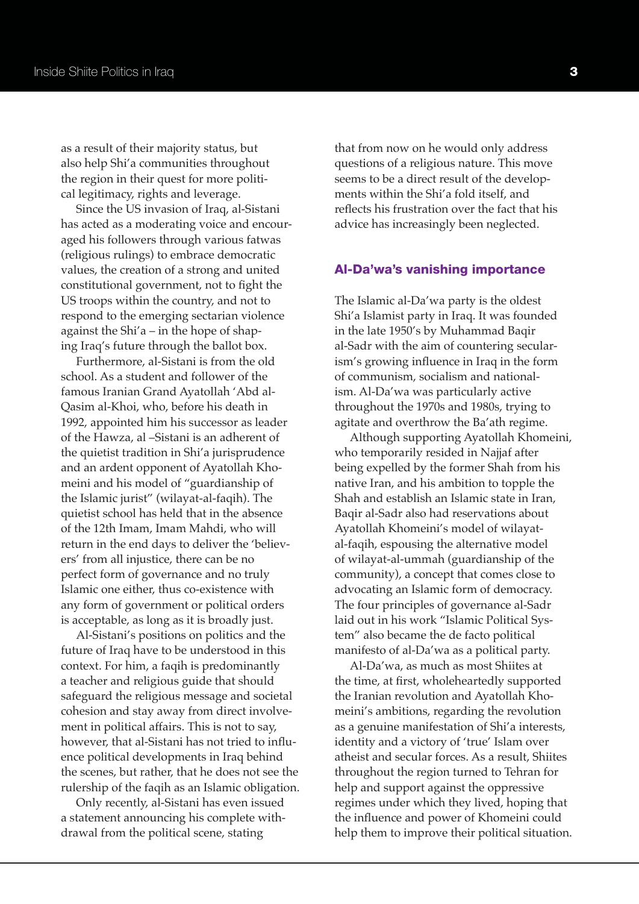as a result of their majority status, but also help Shi'a communities throughout the region in their quest for more political legitimacy, rights and leverage.

Since the US invasion of Iraq, al-Sistani has acted as a moderating voice and encouraged his followers through various fatwas (religious rulings) to embrace democratic values, the creation of a strong and united constitutional government, not to fight the US troops within the country, and not to respond to the emerging sectarian violence against the Shi'a – in the hope of shaping Iraq's future through the ballot box.

Furthermore, al-Sistani is from the old school. As a student and follower of the famous Iranian Grand Ayatollah 'Abd al-Qasim al-Khoi, who, before his death in 1992, appointed him his successor as leader of the Hawza, al –Sistani is an adherent of the quietist tradition in Shi'a jurisprudence and an ardent opponent of Ayatollah Khomeini and his model of "guardianship of the Islamic jurist" (wilayat-al-faqih). The quietist school has held that in the absence of the 12th Imam, Imam Mahdi, who will return in the end days to deliver the 'believers' from all injustice, there can be no perfect form of governance and no truly Islamic one either, thus co-existence with any form of government or political orders is acceptable, as long as it is broadly just.

Al-Sistani's positions on politics and the future of Iraq have to be understood in this context. For him, a faqih is predominantly a teacher and religious guide that should safeguard the religious message and societal cohesion and stay away from direct involvement in political affairs. This is not to say, however, that al-Sistani has not tried to influence political developments in Iraq behind the scenes, but rather, that he does not see the rulership of the faqih as an Islamic obligation.

Only recently, al-Sistani has even issued a statement announcing his complete withdrawal from the political scene, stating that from now on he would only address questions of a religious nature. This move seems to be a direct result of the developments within the Shi'a fold itself, and reflects his frustration over the fact that his advice has increasingly been neglected.

## Al-Da'wa's vanishing importance

The Islamic al-Da'wa party is the oldest Shi'a Islamist party in Iraq. It was founded in the late 1950's by Muhammad Baqir al-Sadr with the aim of countering secularism's growing influence in Iraq in the form of communism, socialism and nationalism. Al-Da'wa was particularly active throughout the 1970s and 1980s, trying to agitate and overthrow the Ba'ath regime.

Although supporting Ayatollah Khomeini, who temporarily resided in Najjaf after being expelled by the former Shah from his native Iran, and his ambition to topple the Shah and establish an Islamic state in Iran, Baqir al-Sadr also had reservations about Ayatollah Khomeini's model of wilayat-al-faqih, espousing the alternative model of wilayat-al-ummah (guardianship of the community), a concept that comes close to advocating an Islamic form of democracy. The four principles of governance al-Sadr laid out in his work "Islamic Political System" also became the de facto political manifesto of al-Da'wa as a political party.

Al-Da'wa, as much as most Shiites at the time, at first, wholeheartedly supported the Iranian revolution and Ayatollah Khomeini's ambitions, regarding the revolution as a genuine manifestation of Shi'a interests, identity and a victory of 'true' Islam over atheist and secular forces. As a result, Shiites throughout the region turned to Tehran for help and support against the oppressive regimes under which they lived, hoping that the influence and power of Khomeini could help them to improve their political situation.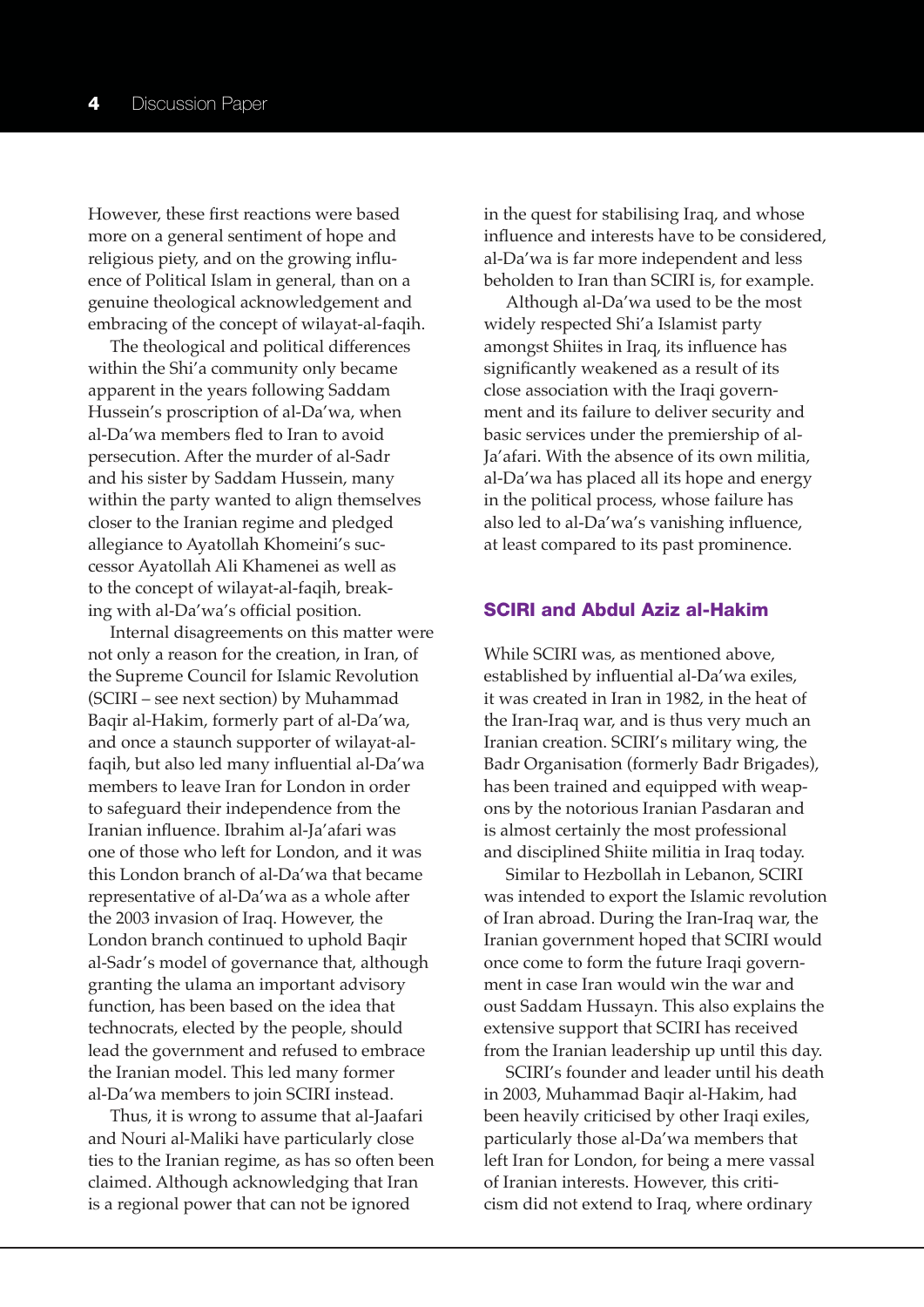However, these first reactions were based more on a general sentiment of hope and religious piety, and on the growing influence of Political Islam in general, than on a genuine theological acknowledgement and embracing of the concept of wilayat-al-faqih.

The theological and political differences within the Shi'a community only became apparent in the years following Saddam Hussein's proscription of al-Da'wa, when al-Da'wa members fled to Iran to avoid persecution. After the murder of al-Sadr and his sister by Saddam Hussein, many within the party wanted to align themselves closer to the Iranian regime and pledged allegiance to Ayatollah Khomeini's successor Ayatollah Ali Khamenei as well as to the concept of wilayat-al-faqih, breaking with al-Da'wa's official position.

Internal disagreements on this matter were not only a reason for the creation, in Iran, of the Supreme Council for Islamic Revolution (SCIRI – see next section) by Muhammad Baqir al-Hakim, formerly part of al-Da'wa, and once a staunch supporter of wilayat-al-faqih, but also led many influential al-Da'wa members to leave Iran for London in order to safeguard their independence from the Iranian influence. Ibrahim al-Ja'afari was one of those who left for London, and it was this London branch of al-Da'wa that became representative of al-Da'wa as a whole after the 2003 invasion of Iraq. However, the London branch continued to uphold Baqir al-Sadr's model of governance that, although granting the ulama an important advisory function, has been based on the idea that technocrats, elected by the people, should lead the government and refused to embrace the Iranian model. This led many former al-Da'wa members to join SCIRI instead.

Thus, it is wrong to assume that al-Jaafari and Nouri al-Maliki have particularly close ties to the Iranian regime, as has so often been claimed. Although acknowledging that Iran is a regional power that can not be ignored in the quest for stabilising Iraq, and whose influence and interests have to be considered, al-Da'wa is far more independent and less beholden to Iran than SCIRI is, for example.

Although al-Da'wa used to be the most widely respected Shi'a Islamist party amongst Shiites in Iraq, its influence has significantly weakened as a result of its close association with the Iraqi government and its failure to deliver security and basic services under the premiership of al-Ja'afari. With the absence of its own militia, al-Da'wa has placed all its hope and energy in the political process, whose failure has also led to al-Da'wa's vanishing influence, at least compared to its past prominence.

## SCIRI and Abdul Aziz al-Hakim

While SCIRI was, as mentioned above, established by influential al-Da'wa exiles, it was created in Iran in 1982, in the heat of the Iran-Iraq war, and is thus very much an Iranian creation. SCIRI's military wing, the Badr Organisation (formerly Badr Brigades), has been trained and equipped with weapons by the notorious Iranian Pasdaran and is almost certainly the most professional and disciplined Shiite militia in Iraq today.

Similar to Hezbollah in Lebanon, SCIRI was intended to export the Islamic revolution of Iran abroad. During the Iran-Iraq war, the Iranian government hoped that SCIRI would once come to form the future Iraqi government in case Iran would win the war and oust Saddam Hussayn. This also explains the extensive support that SCIRI has received from the Iranian leadership up until this day.

SCIRI's founder and leader until his death in 2003, Muhammad Baqir al-Hakim, had been heavily criticised by other Iraqi exiles, particularly those al-Da'wa members that left Iran for London, for being a mere vassal of Iranian interests. However, this criticism did not extend to Iraq, where ordinary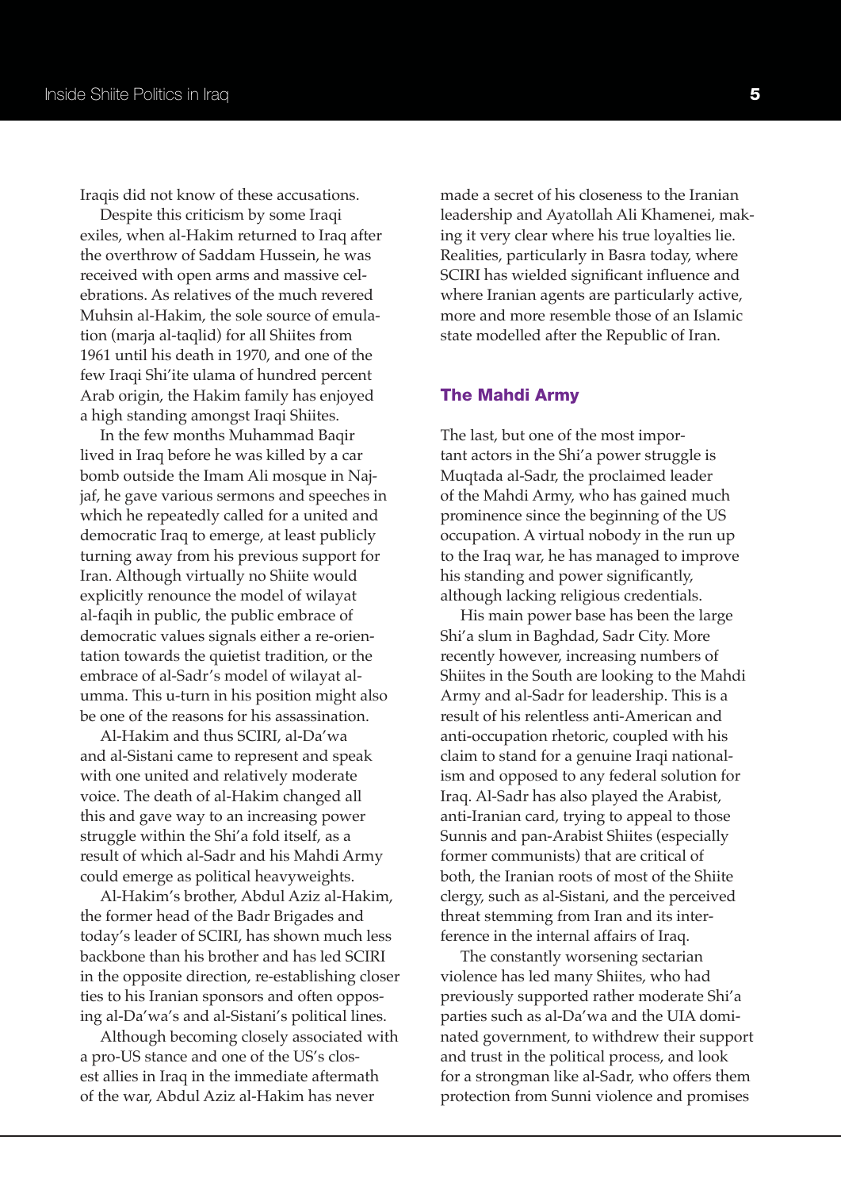Iraqis did not know of these accusations.

Despite this criticism by some Iraqi exiles, when al-Hakim returned to Iraq after the overthrow of Saddam Hussein, he was received with open arms and massive celebrations. As relatives of the much revered Muhsin al-Hakim, the sole source of emulation (marja al-taqlid) for all Shiites from 1961 until his death in 1970, and one of the few Iraqi Shi'ite ulama of hundred percent Arab origin, the Hakim family has enjoyed a high standing amongst Iraqi Shiites.

In the few months Muhammad Baqir lived in Iraq before he was killed by a car bomb outside the Imam Ali mosque in Najjaf, he gave various sermons and speeches in which he repeatedly called for a united and democratic Iraq to emerge, at least publicly turning away from his previous support for Iran. Although virtually no Shiite would explicitly renounce the model of wilayat al-faqih in public, the public embrace of democratic values signals either a re-orientation towards the quietist tradition, or the embrace of al-Sadr's model of wilayat al-umma. This u-turn in his position might also be one of the reasons for his assassination.

Al-Hakim and thus SCIRI, al-Da'wa and al-Sistani came to represent and speak with one united and relatively moderate voice. The death of al-Hakim changed all this and gave way to an increasing power struggle within the Shi'a fold itself, as a result of which al-Sadr and his Mahdi Army could emerge as political heavyweights.

Al-Hakim's brother, Abdul Aziz al-Hakim, the former head of the Badr Brigades and today's leader of SCIRI, has shown much less backbone than his brother and has led SCIRI in the opposite direction, re-establishing closer ties to his Iranian sponsors and often opposing al-Da'wa's and al-Sistani's political lines.

Although becoming closely associated with a pro-US stance and one of the US's closest allies in Iraq in the immediate aftermath of the war, Abdul Aziz al-Hakim has never made a secret of his closeness to the Iranian leadership and Ayatollah Ali Khamenei, making it very clear where his true loyalties lie. Realities, particularly in Basra today, where SCIRI has wielded significant influence and where Iranian agents are particularly active, more and more resemble those of an Islamic state modelled after the Republic of Iran.

## The Mahdi Army

The last, but one of the most important actors in the Shi'a power struggle is Muqtada al-Sadr, the proclaimed leader of the Mahdi Army, who has gained much prominence since the beginning of the US occupation. A virtual nobody in the run up to the Iraq war, he has managed to improve his standing and power significantly, although lacking religious credentials.

His main power base has been the large Shi'a slum in Baghdad, Sadr City. More recently however, increasing numbers of Shiites in the South are looking to the Mahdi Army and al-Sadr for leadership. This is a result of his relentless anti-American and anti-occupation rhetoric, coupled with his claim to stand for a genuine Iraqi nationalism and opposed to any federal solution for Iraq. Al-Sadr has also played the Arabist, anti-Iranian card, trying to appeal to those Sunnis and pan-Arabist Shiites (especially former communists) that are critical of both, the Iranian roots of most of the Shiite clergy, such as al-Sistani, and the perceived threat stemming from Iran and its interference in the internal affairs of Iraq.

The constantly worsening sectarian violence has led many Shiites, who had previously supported rather moderate Shi'a parties such as al-Da'wa and the UIA dominated government, to withdrew their support and trust in the political process, and look for a strongman like al-Sadr, who offers them protection from Sunni violence and promises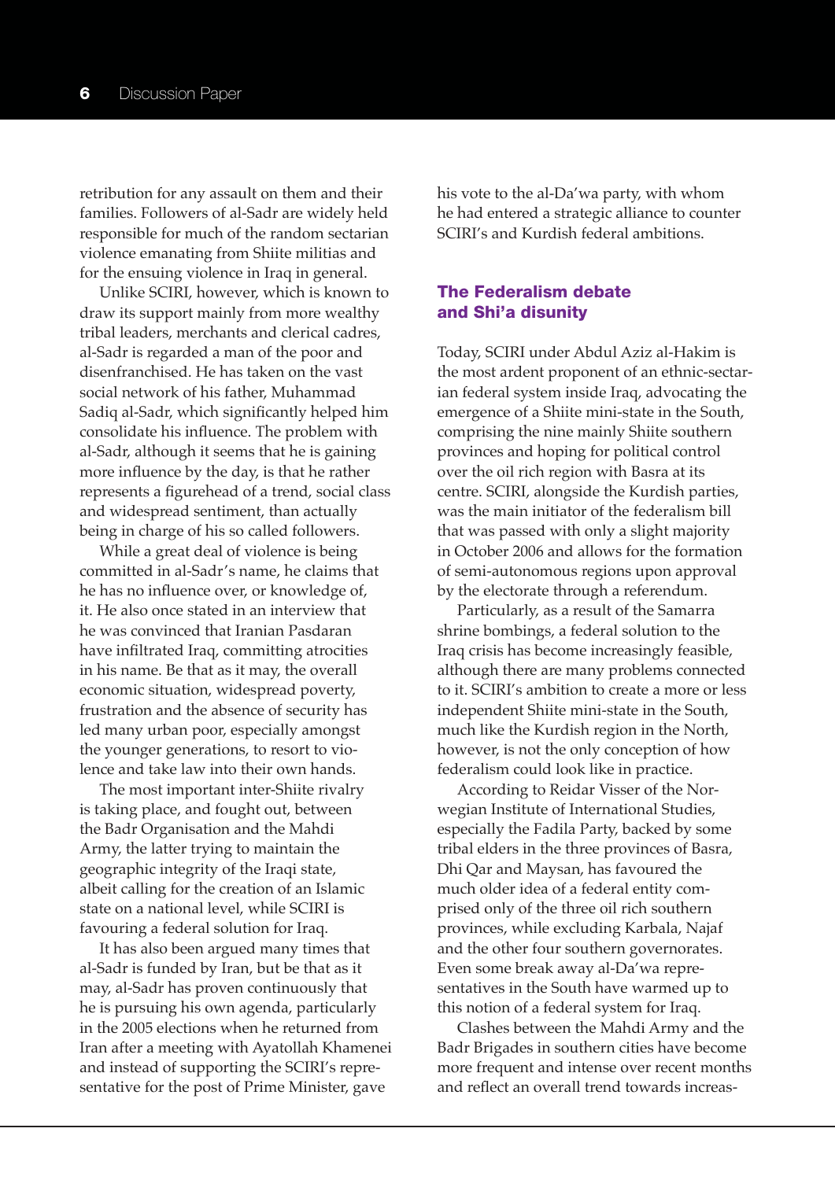retribution for any assault on them and their families. Followers of al-Sadr are widely held responsible for much of the random sectarian violence emanating from Shiite militias and for the ensuing violence in Iraq in general.

Unlike SCIRI, however, which is known to draw its support mainly from more wealthy tribal leaders, merchants and clerical cadres, al-Sadr is regarded a man of the poor and disenfranchised. He has taken on the vast social network of his father, Muhammad Sadiq al-Sadr, which significantly helped him consolidate his influence. The problem with al-Sadr, although it seems that he is gaining more influence by the day, is that he rather represents a figurehead of a trend, social class and widespread sentiment, than actually being in charge of his so called followers.

While a great deal of violence is being committed in al-Sadr's name, he claims that he has no influence over, or knowledge of, it. He also once stated in an interview that he was convinced that Iranian Pasdaran have infiltrated Iraq, committing atrocities in his name. Be that as it may, the overall economic situation, widespread poverty, frustration and the absence of security has led many urban poor, especially amongst the younger generations, to resort to violence and take law into their own hands.

The most important inter-Shiite rivalry is taking place, and fought out, between the Badr Organisation and the Mahdi Army, the latter trying to maintain the geographic integrity of the Iraqi state, albeit calling for the creation of an Islamic state on a national level, while SCIRI is favouring a federal solution for Iraq.

It has also been argued many times that al-Sadr is funded by Iran, but be that as it may, al-Sadr has proven continuously that he is pursuing his own agenda, particularly in the 2005 elections when he returned from Iran after a meeting with Ayatollah Khamenei and instead of supporting the SCIRI's representative for the post of Prime Minister, gave his vote to the al-Da'wa party, with whom he had entered a strategic alliance to counter SCIRI's and Kurdish federal ambitions.

## The Federalism debate and Shi'a disunity

Today, SCIRI under Abdul Aziz al-Hakim is the most ardent proponent of an ethnic-sectarian federal system inside Iraq, advocating the emergence of a Shiite mini-state in the South, comprising the nine mainly Shiite southern provinces and hoping for political control over the oil rich region with Basra at its centre. SCIRI, alongside the Kurdish parties, was the main initiator of the federalism bill that was passed with only a slight majority in October 2006 and allows for the formation of semi-autonomous regions upon approval by the electorate through a referendum.

Particularly, as a result of the Samarra shrine bombings, a federal solution to the Iraq crisis has become increasingly feasible, although there are many problems connected to it. SCIRI's ambition to create a more or less independent Shiite mini-state in the South, much like the Kurdish region in the North, however, is not the only conception of how federalism could look like in practice.

According to Reidar Visser of the Norwegian Institute of International Studies, especially the Fadila Party, backed by some tribal elders in the three provinces of Basra, Dhi Qar and Maysan, has favoured the much older idea of a federal entity comprised only of the three oil rich southern provinces, while excluding Karbala, Najaf and the other four southern governorates. Even some break away al-Da'wa representatives in the South have warmed up to this notion of a federal system for Iraq.

Clashes between the Mahdi Army and the Badr Brigades in southern cities have become more frequent and intense over recent months and reflect an overall trend towards increas-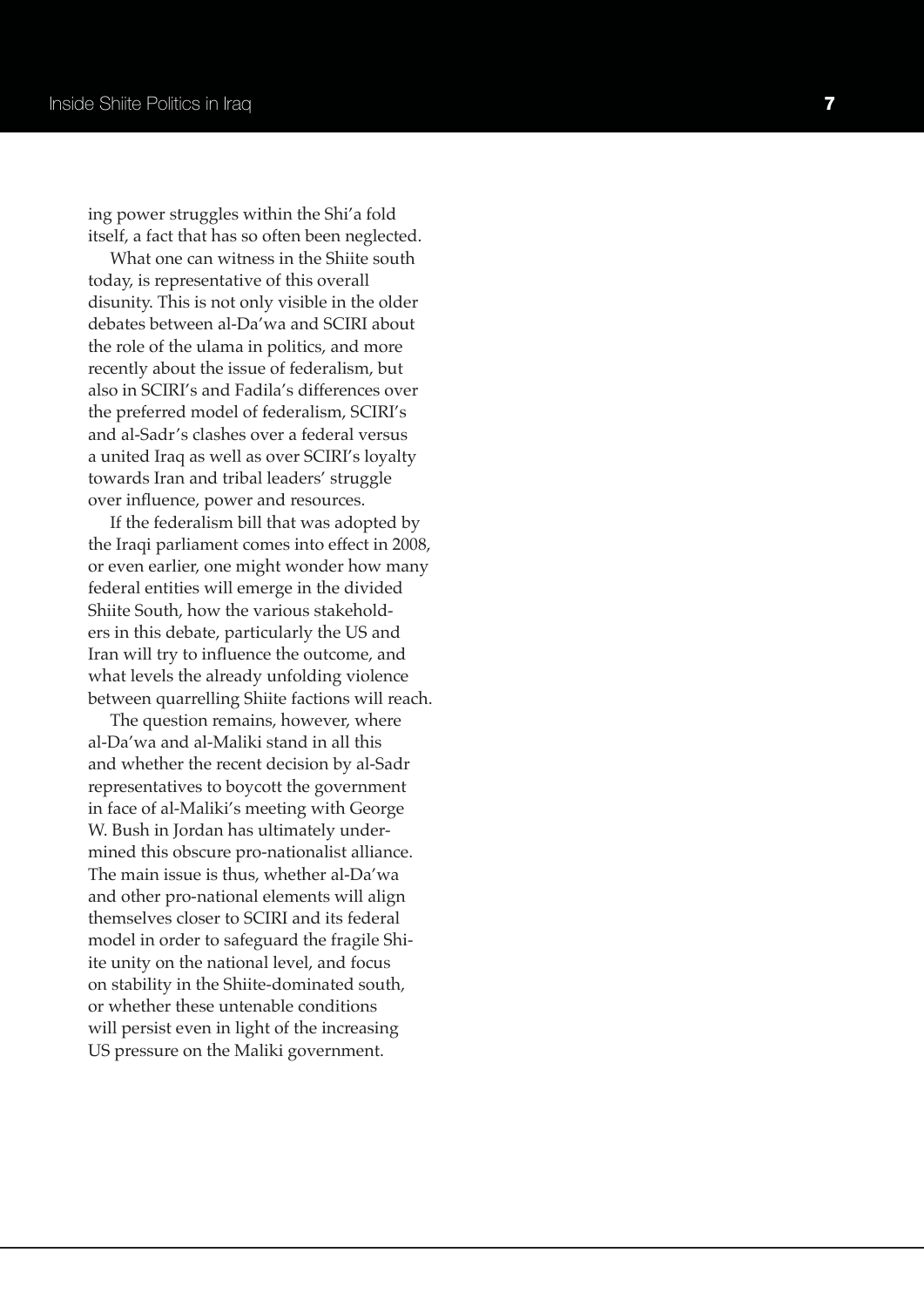ing power struggles within the Shi'a fold itself, a fact that has so often been neglected.

What one can witness in the Shiite south today, is representative of this overall disunity. This is not only visible in the older debates between al-Da'wa and SCIRI about the role of the ulama in politics, and more recently about the issue of federalism, but also in SCIRI's and Fadila's differences over the preferred model of federalism, SCIRI's and al-Sadr's clashes over a federal versus a united Iraq as well as over SCIRI's loyalty towards Iran and tribal leaders' struggle over influence, power and resources.

If the federalism bill that was adopted by the Iraqi parliament comes into effect in 2008, or even earlier, one might wonder how many federal entities will emerge in the divided Shiite South, how the various stakeholders in this debate, particularly the US and Iran will try to influence the outcome, and what levels the already unfolding violence between quarrelling Shiite factions will reach.

The question remains, however, where al-Da'wa and al-Maliki stand in all this and whether the recent decision by al-Sadr representatives to boycott the government in face of al-Maliki's meeting with George W. Bush in Jordan has ultimately undermined this obscure pro-nationalist alliance. The main issue is thus, whether al-Da'wa and other pro-national elements will align themselves closer to SCIRI and its federal model in order to safeguard the fragile Shiite unity on the national level, and focus on stability in the Shiite-dominated south, or whether these untenable conditions will persist even in light of the increasing US pressure on the Maliki government.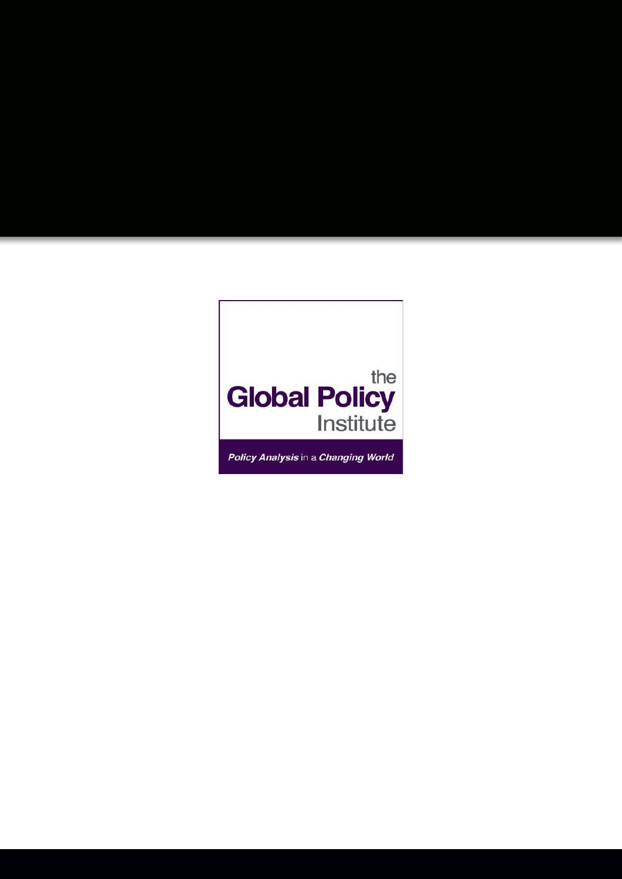the
Global Policy
Institute

*Policy Analysis* in a *Changing World*